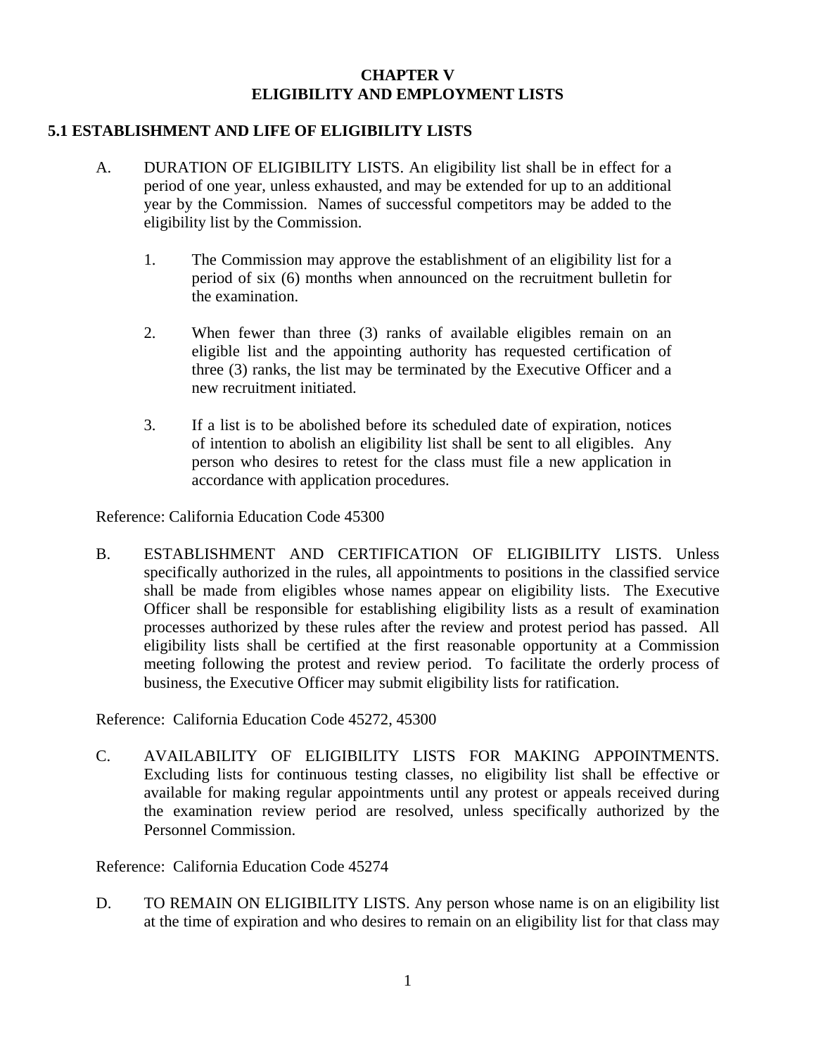# CHAPTER V
# ELIGIBILITY AND EMPLOYMENT LISTS

## 5.1 ESTABLISHMENT AND LIFE OF ELIGIBILITY LISTS

A. DURATION OF ELIGIBILITY LISTS. An eligibility list shall be in effect for a period of one year, unless exhausted, and may be extended for up to an additional year by the Commission. Names of successful competitors may be added to the eligibility list by the Commission.

   1. The Commission may approve the establishment of an eligibility list for a period of six (6) months when announced on the recruitment bulletin for the examination.

   2. When fewer than three (3) ranks of available eligibles remain on an eligible list and the appointing authority has requested certification of three (3) ranks, the list may be terminated by the Executive Officer and a new recruitment initiated.

   3. If a list is to be abolished before its scheduled date of expiration, notices of intention to abolish an eligibility list shall be sent to all eligibles. Any person who desires to retest for the class must file a new application in accordance with application procedures.

Reference: California Education Code 45300

B. ESTABLISHMENT AND CERTIFICATION OF ELIGIBILITY LISTS. Unless specifically authorized in the rules, all appointments to positions in the classified service shall be made from eligibles whose names appear on eligibility lists. The Executive Officer shall be responsible for establishing eligibility lists as a result of examination processes authorized by these rules after the review and protest period has passed. All eligibility lists shall be certified at the first reasonable opportunity at a Commission meeting following the protest and review period. To facilitate the orderly process of business, the Executive Officer may submit eligibility lists for ratification.

Reference: California Education Code 45272, 45300

C. AVAILABILITY OF ELIGIBILITY LISTS FOR MAKING APPOINTMENTS. Excluding lists for continuous testing classes, no eligibility list shall be effective or available for making regular appointments until any protest or appeals received during the examination review period are resolved, unless specifically authorized by the Personnel Commission.

Reference: California Education Code 45274

D. TO REMAIN ON ELIGIBILITY LISTS. Any person whose name is on an eligibility list at the time of expiration and who desires to remain on an eligibility list for that class may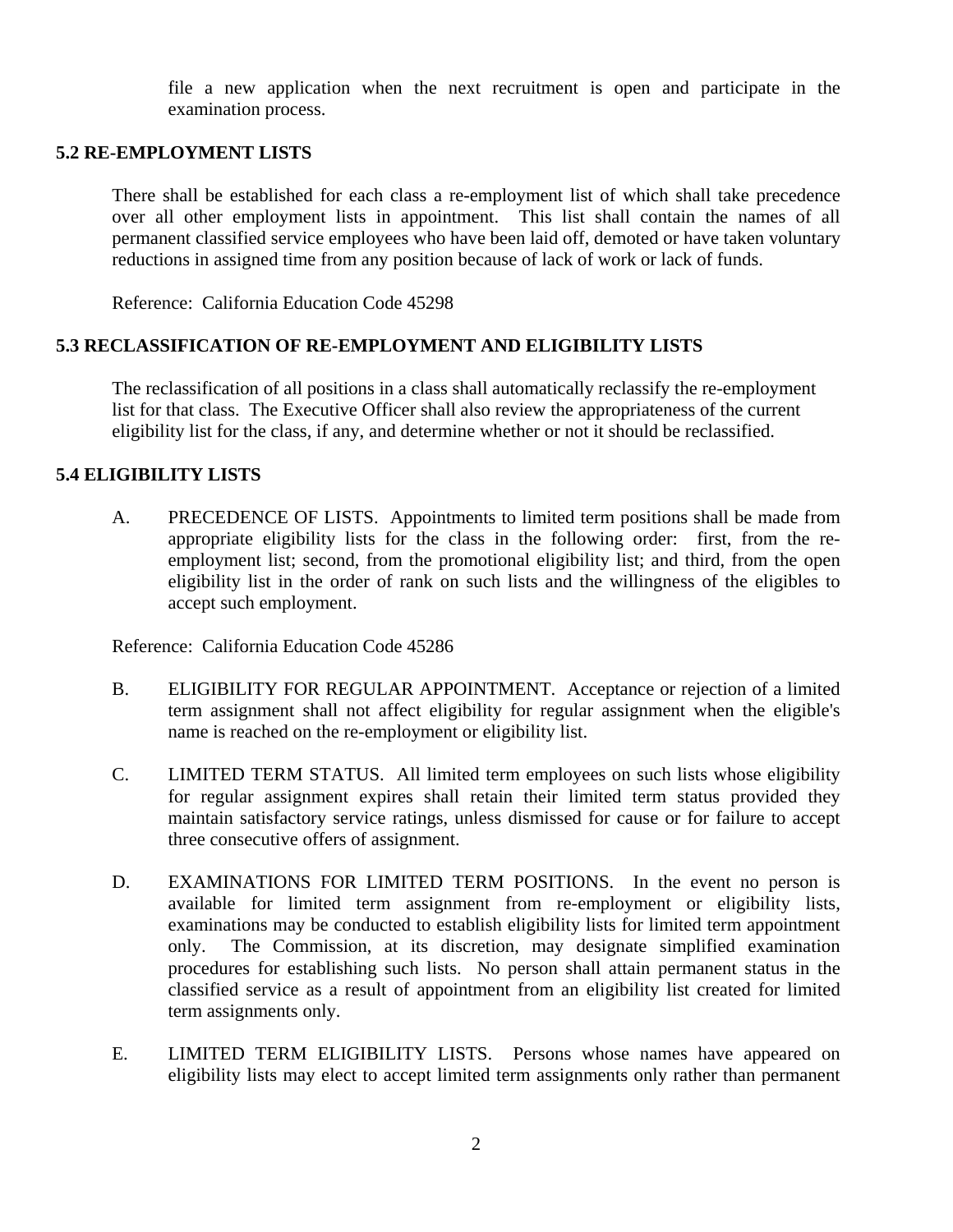file a new application when the next recruitment is open and participate in the examination process.

## 5.2 RE-EMPLOYMENT LISTS

There shall be established for each class a re-employment list of which shall take precedence over all other employment lists in appointment. This list shall contain the names of all permanent classified service employees who have been laid off, demoted or have taken voluntary reductions in assigned time from any position because of lack of work or lack of funds.

Reference: California Education Code 45298

## 5.3 RECLASSIFICATION OF RE-EMPLOYMENT AND ELIGIBILITY LISTS

The reclassification of all positions in a class shall automatically reclassify the re-employment list for that class. The Executive Officer shall also review the appropriateness of the current eligibility list for the class, if any, and determine whether or not it should be reclassified.

## 5.4 ELIGIBILITY LISTS

A. PRECEDENCE OF LISTS. Appointments to limited term positions shall be made from appropriate eligibility lists for the class in the following order: first, from the re-employment list; second, from the promotional eligibility list; and third, from the open eligibility list in the order of rank on such lists and the willingness of the eligibles to accept such employment.

Reference: California Education Code 45286

B. ELIGIBILITY FOR REGULAR APPOINTMENT. Acceptance or rejection of a limited term assignment shall not affect eligibility for regular assignment when the eligible's name is reached on the re-employment or eligibility list.

C. LIMITED TERM STATUS. All limited term employees on such lists whose eligibility for regular assignment expires shall retain their limited term status provided they maintain satisfactory service ratings, unless dismissed for cause or for failure to accept three consecutive offers of assignment.

D. EXAMINATIONS FOR LIMITED TERM POSITIONS. In the event no person is available for limited term assignment from re-employment or eligibility lists, examinations may be conducted to establish eligibility lists for limited term appointment only. The Commission, at its discretion, may designate simplified examination procedures for establishing such lists. No person shall attain permanent status in the classified service as a result of appointment from an eligibility list created for limited term assignments only.

E. LIMITED TERM ELIGIBILITY LISTS. Persons whose names have appeared on eligibility lists may elect to accept limited term assignments only rather than permanent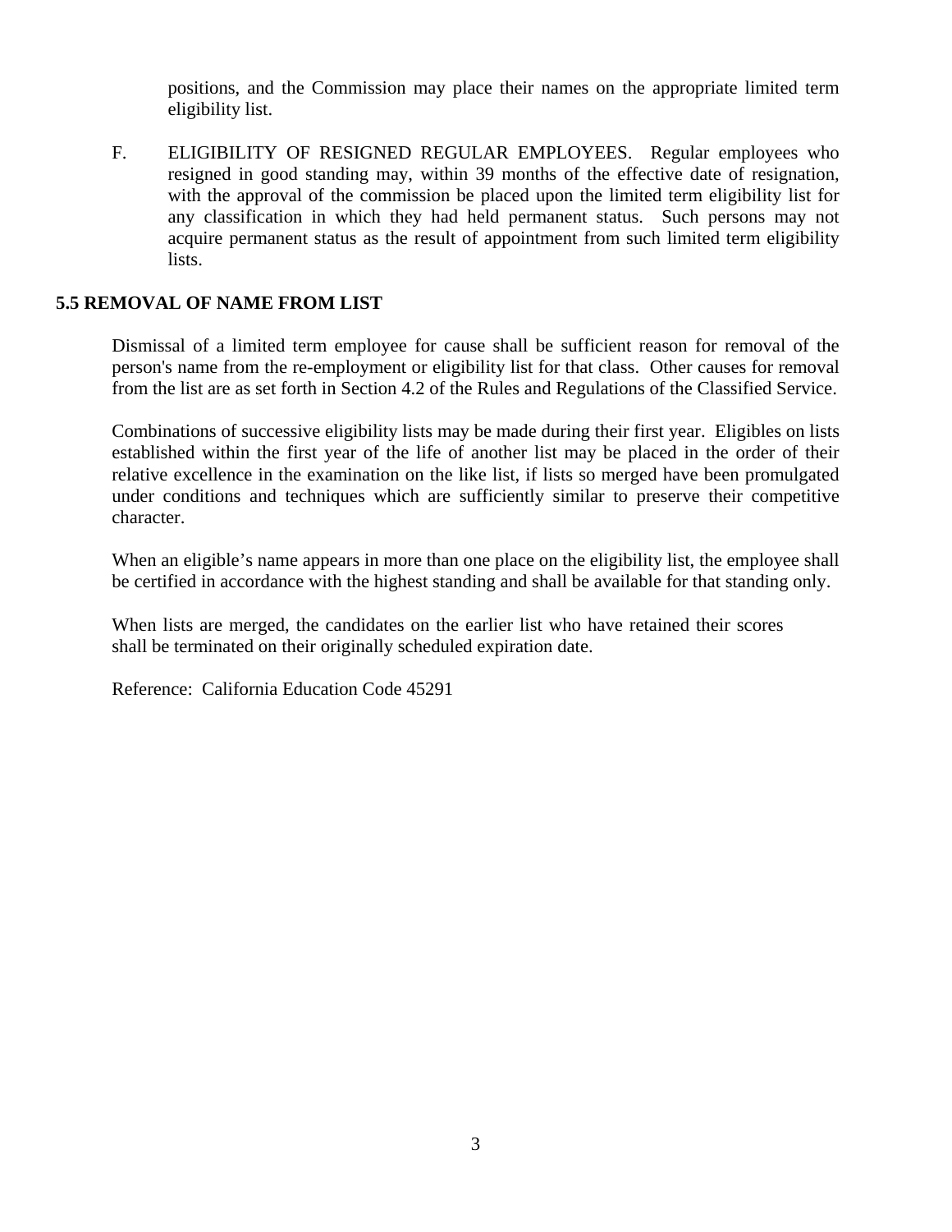positions, and the Commission may place their names on the appropriate limited term eligibility list.

F. ELIGIBILITY OF RESIGNED REGULAR EMPLOYEES. Regular employees who resigned in good standing may, within 39 months of the effective date of resignation, with the approval of the commission be placed upon the limited term eligibility list for any classification in which they had held permanent status. Such persons may not acquire permanent status as the result of appointment from such limited term eligibility lists.

## 5.5 REMOVAL OF NAME FROM LIST

Dismissal of a limited term employee for cause shall be sufficient reason for removal of the person's name from the re-employment or eligibility list for that class. Other causes for removal from the list are as set forth in Section 4.2 of the Rules and Regulations of the Classified Service.

Combinations of successive eligibility lists may be made during their first year. Eligibles on lists established within the first year of the life of another list may be placed in the order of their relative excellence in the examination on the like list, if lists so merged have been promulgated under conditions and techniques which are sufficiently similar to preserve their competitive character.

When an eligible's name appears in more than one place on the eligibility list, the employee shall be certified in accordance with the highest standing and shall be available for that standing only.

When lists are merged, the candidates on the earlier list who have retained their scores shall be terminated on their originally scheduled expiration date.

Reference: California Education Code 45291